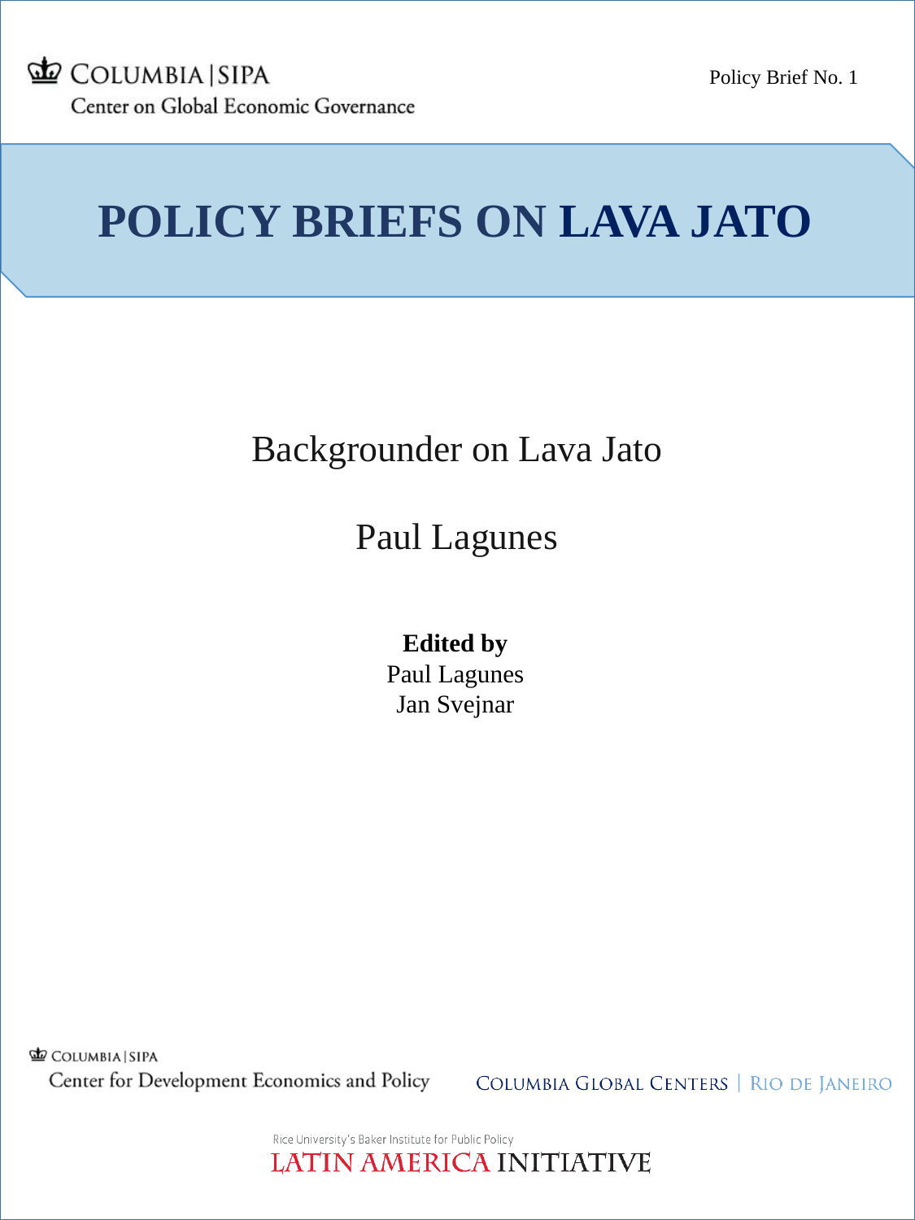COLUMBIA | SIPA
Center on Global Economic Governance

Policy Brief No. 1

# POLICY BRIEFS ON LAVA JATO

## Backgrounder on Lava Jato

Paul Lagunes

**Edited by**
Paul Lagunes
Jan Svejnar

COLUMBIA | SIPA
Center for Development Economics and Policy

COLUMBIA GLOBAL CENTERS | RIO DE JANEIRO

Rice University's Baker Institute for Public Policy
LATIN AMERICA INITIATIVE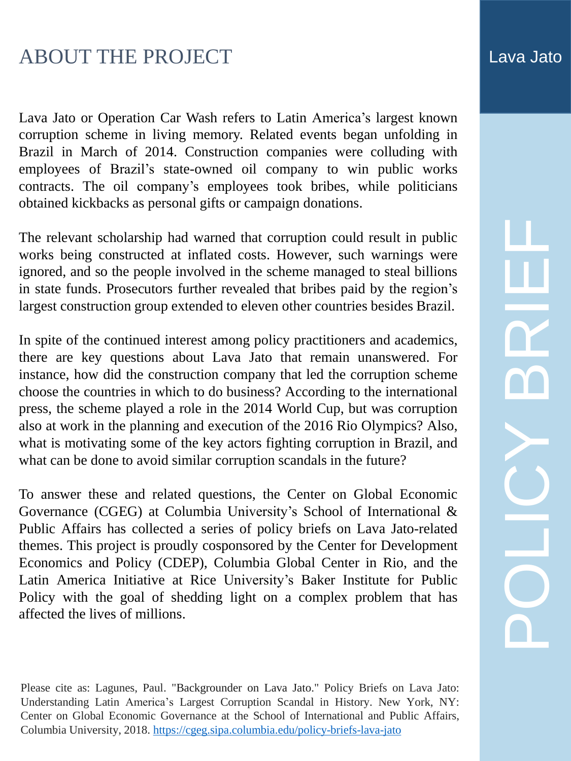# ABOUT THE PROJECT

Lava Jato or Operation Car Wash refers to Latin America's largest known corruption scheme in living memory. Related events began unfolding in Brazil in March of 2014. Construction companies were colluding with employees of Brazil's state-owned oil company to win public works contracts. The oil company's employees took bribes, while politicians obtained kickbacks as personal gifts or campaign donations.

The relevant scholarship had warned that corruption could result in public works being constructed at inflated costs. However, such warnings were ignored, and so the people involved in the scheme managed to steal billions in state funds. Prosecutors further revealed that bribes paid by the region's largest construction group extended to eleven other countries besides Brazil.

In spite of the continued interest among policy practitioners and academics, there are key questions about Lava Jato that remain unanswered. For instance, how did the construction company that led the corruption scheme choose the countries in which to do business? According to the international press, the scheme played a role in the 2014 World Cup, but was corruption also at work in the planning and execution of the 2016 Rio Olympics? Also, what is motivating some of the key actors fighting corruption in Brazil, and what can be done to avoid similar corruption scandals in the future?

To answer these and related questions, the Center on Global Economic Governance (CGEG) at Columbia University's School of International & Public Affairs has collected a series of policy briefs on Lava Jato-related themes. This project is proudly cosponsored by the Center for Development Economics and Policy (CDEP), Columbia Global Center in Rio, and the Latin America Initiative at Rice University's Baker Institute for Public Policy with the goal of shedding light on a complex problem that has affected the lives of millions.

Please cite as: Lagunes, Paul. "Backgrounder on Lava Jato." Policy Briefs on Lava Jato: Understanding Latin America's Largest Corruption Scandal in History. New York, NY: Center on Global Economic Governance at the School of International and Public Affairs, Columbia University, 2018. https://cgeg.sipa.columbia.edu/policy-briefs-lava-jato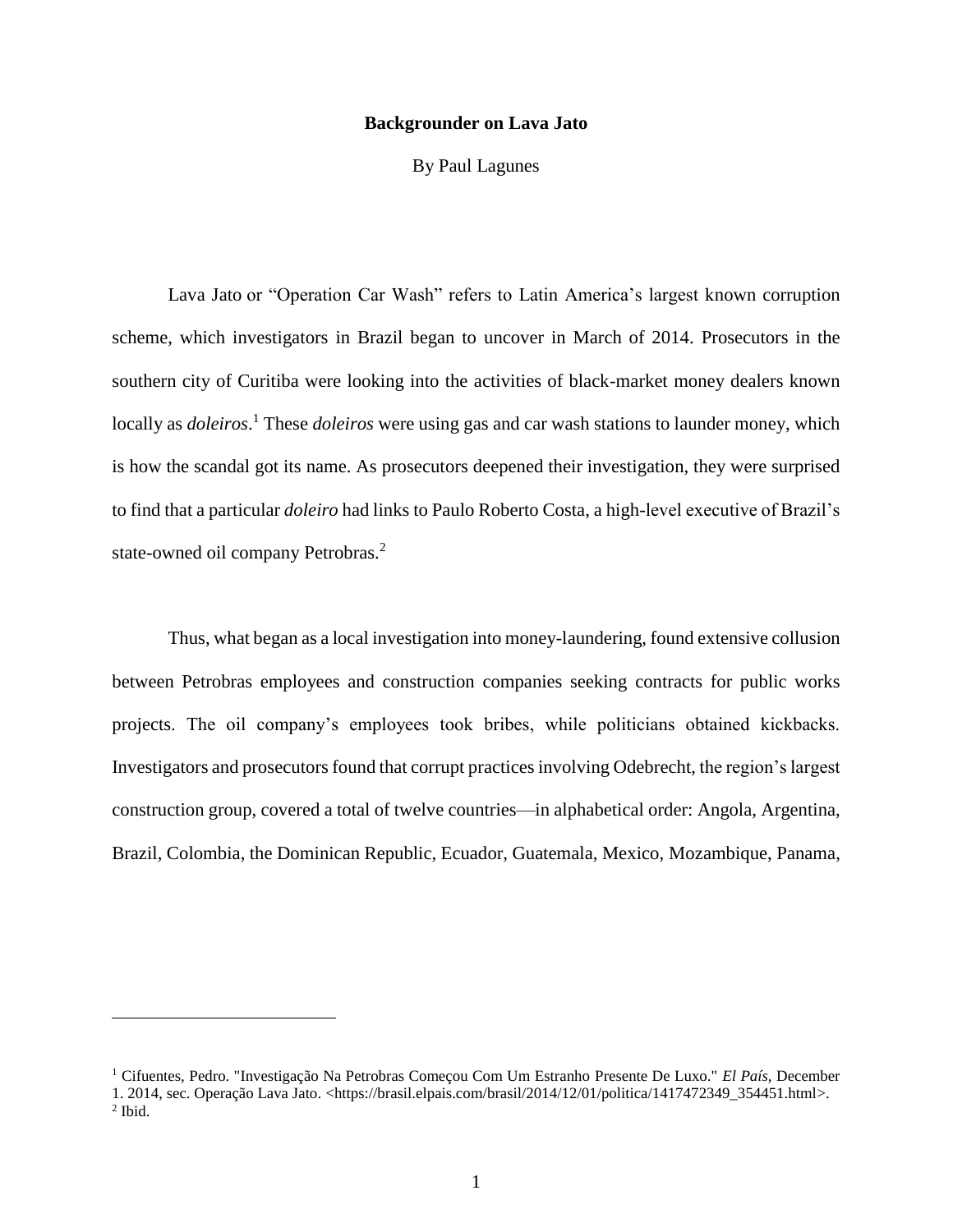**Backgrounder on Lava Jato**

By Paul Lagunes

Lava Jato or "Operation Car Wash" refers to Latin America's largest known corruption scheme, which investigators in Brazil began to uncover in March of 2014. Prosecutors in the southern city of Curitiba were looking into the activities of black-market money dealers known locally as *doleiros*.[1] These *doleiros* were using gas and car wash stations to launder money, which is how the scandal got its name. As prosecutors deepened their investigation, they were surprised to find that a particular *doleiro* had links to Paulo Roberto Costa, a high-level executive of Brazil's state-owned oil company Petrobras.[2]

Thus, what began as a local investigation into money-laundering, found extensive collusion between Petrobras employees and construction companies seeking contracts for public works projects. The oil company's employees took bribes, while politicians obtained kickbacks. Investigators and prosecutors found that corrupt practices involving Odebrecht, the region's largest construction group, covered a total of twelve countries—in alphabetical order: Angola, Argentina, Brazil, Colombia, the Dominican Republic, Ecuador, Guatemala, Mexico, Mozambique, Panama,

---

[1] Cifuentes, Pedro. "Investigação Na Petrobras Começou Com Um Estranho Presente De Luxo." *El País*, December 1. 2014, sec. Operação Lava Jato. <https://brasil.elpais.com/brasil/2014/12/01/politica/1417472349_354451.html>.

[2] Ibid.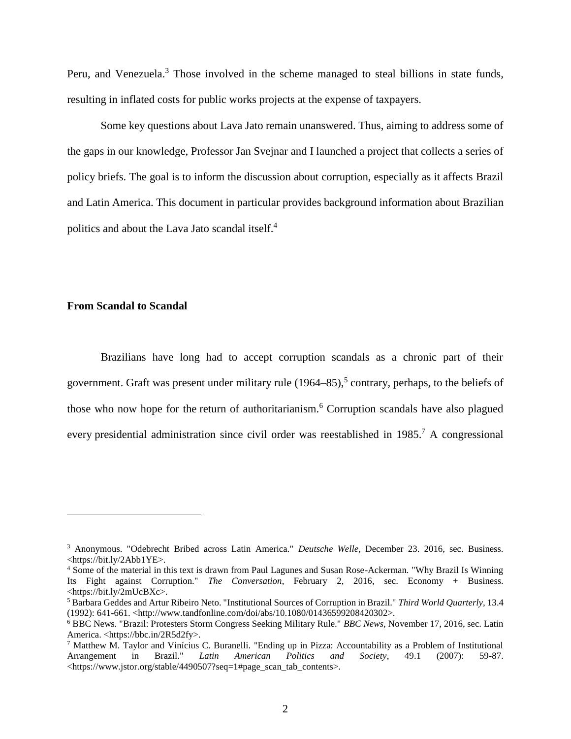Peru, and Venezuela.[3] Those involved in the scheme managed to steal billions in state funds, resulting in inflated costs for public works projects at the expense of taxpayers.

Some key questions about Lava Jato remain unanswered. Thus, aiming to address some of the gaps in our knowledge, Professor Jan Svejnar and I launched a project that collects a series of policy briefs. The goal is to inform the discussion about corruption, especially as it affects Brazil and Latin America. This document in particular provides background information about Brazilian politics and about the Lava Jato scandal itself.[4]

**From Scandal to Scandal**

Brazilians have long had to accept corruption scandals as a chronic part of their government. Graft was present under military rule (1964–85),[5] contrary, perhaps, to the beliefs of those who now hope for the return of authoritarianism.[6] Corruption scandals have also plagued every presidential administration since civil order was reestablished in 1985.[7] A congressional

---

[3] Anonymous. "Odebrecht Bribed across Latin America." *Deutsche Welle*, December 23. 2016, sec. Business. <https://bit.ly/2Abb1YE>.

[4] Some of the material in this text is drawn from Paul Lagunes and Susan Rose-Ackerman. "Why Brazil Is Winning Its Fight against Corruption." *The Conversation*, February 2, 2016, sec. Economy + Business. <https://bit.ly/2mUcBXc>.

[5] Barbara Geddes and Artur Ribeiro Neto. "Institutional Sources of Corruption in Brazil." *Third World Quarterly*, 13.4 (1992): 641-661. <http://www.tandfonline.com/doi/abs/10.1080/01436599208420302>.

[6] BBC News. "Brazil: Protesters Storm Congress Seeking Military Rule." *BBC News*, November 17, 2016, sec. Latin America. <https://bbc.in/2R5d2fy>.

[7] Matthew M. Taylor and Vinícius C. Buranelli. "Ending up in Pizza: Accountability as a Problem of Institutional Arrangement in Brazil." *Latin American Politics and Society*, 49.1 (2007): 59-87. <https://www.jstor.org/stable/4490507?seq=1#page_scan_tab_contents>.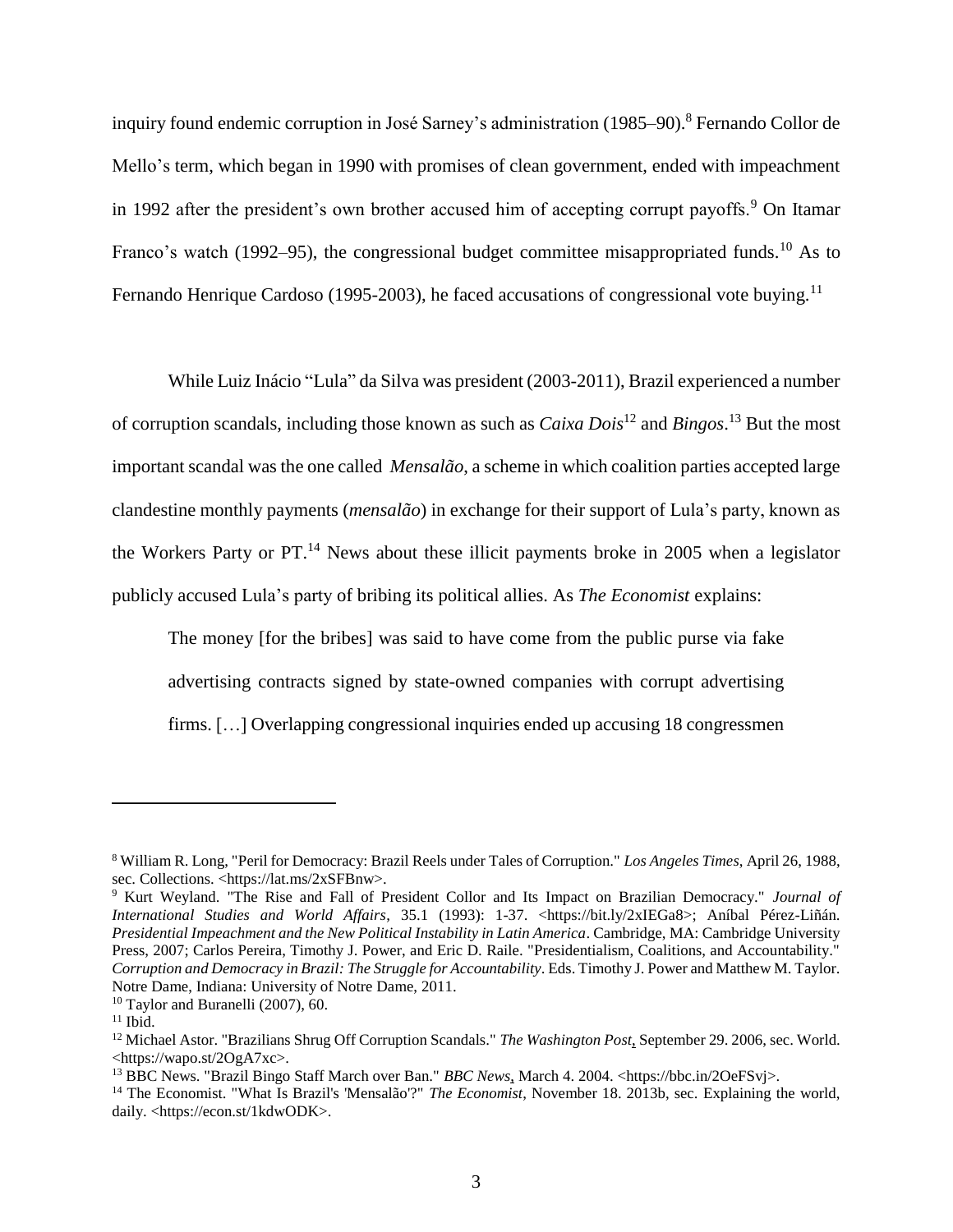inquiry found endemic corruption in José Sarney's administration (1985–90).[8] Fernando Collor de Mello's term, which began in 1990 with promises of clean government, ended with impeachment in 1992 after the president's own brother accused him of accepting corrupt payoffs.[9] On Itamar Franco's watch (1992–95), the congressional budget committee misappropriated funds.[10] As to Fernando Henrique Cardoso (1995-2003), he faced accusations of congressional vote buying.[11]

While Luiz Inácio "Lula" da Silva was president (2003-2011), Brazil experienced a number of corruption scandals, including those known as such as *Caixa Dois*[12] and *Bingos*.[13] But the most important scandal was the one called *Mensalão*, a scheme in which coalition parties accepted large clandestine monthly payments (*mensalão*) in exchange for their support of Lula's party, known as the Workers Party or PT.[14] News about these illicit payments broke in 2005 when a legislator publicly accused Lula's party of bribing its political allies. As *The Economist* explains:

> The money [for the bribes] was said to have come from the public purse via fake advertising contracts signed by state-owned companies with corrupt advertising firms. […] Overlapping congressional inquiries ended up accusing 18 congressmen

---

[8] William R. Long, "Peril for Democracy: Brazil Reels under Tales of Corruption." *Los Angeles Times*, April 26, 1988, sec. Collections. <https://lat.ms/2xSFBnw>.

[9] Kurt Weyland. "The Rise and Fall of President Collor and Its Impact on Brazilian Democracy." *Journal of International Studies and World Affairs*, 35.1 (1993): 1-37. <https://bit.ly/2xIEGa8>; Aníbal Pérez-Liñán. *Presidential Impeachment and the New Political Instability in Latin America*. Cambridge, MA: Cambridge University Press, 2007; Carlos Pereira, Timothy J. Power, and Eric D. Raile. "Presidentialism, Coalitions, and Accountability." *Corruption and Democracy in Brazil: The Struggle for Accountability*. Eds. Timothy J. Power and Matthew M. Taylor. Notre Dame, Indiana: University of Notre Dame, 2011.

[10] Taylor and Buranelli (2007), 60.

[11] Ibid.

[12] Michael Astor. "Brazilians Shrug Off Corruption Scandals." *The Washington Post*, September 29. 2006, sec. World. <https://wapo.st/2OgA7xc>.

[13] BBC News. "Brazil Bingo Staff March over Ban." *BBC News*, March 4. 2004. <https://bbc.in/2OeFSvj>.

[14] The Economist. "What Is Brazil's 'Mensalão'?" *The Economist*, November 18. 2013b, sec. Explaining the world, daily. <https://econ.st/1kdwODK>.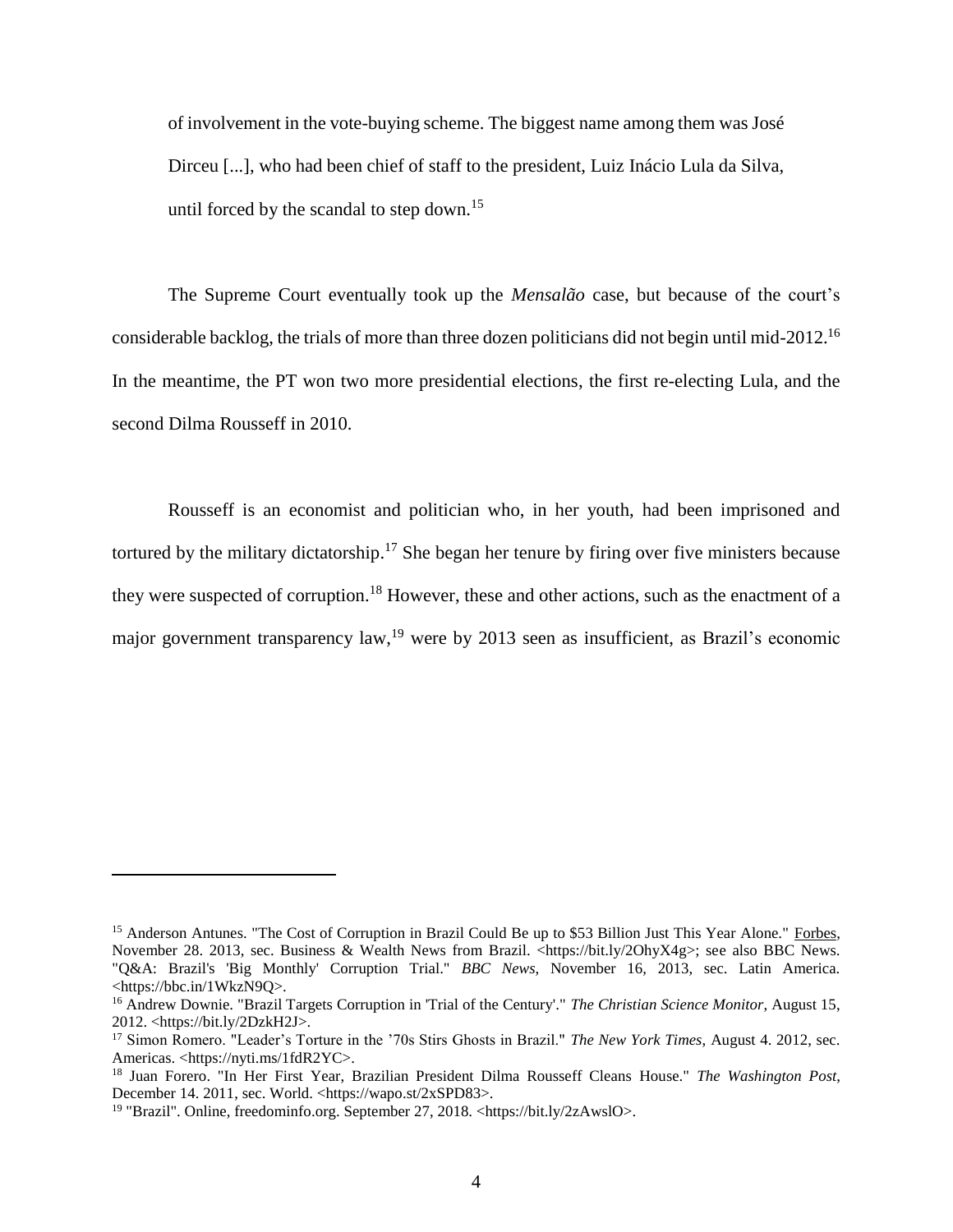> of involvement in the vote-buying scheme. The biggest name among them was José Dirceu [...], who had been chief of staff to the president, Luiz Inácio Lula da Silva, until forced by the scandal to step down.[15]

The Supreme Court eventually took up the *Mensalão* case, but because of the court's considerable backlog, the trials of more than three dozen politicians did not begin until mid-2012.[16] In the meantime, the PT won two more presidential elections, the first re-electing Lula, and the second Dilma Rousseff in 2010.

Rousseff is an economist and politician who, in her youth, had been imprisoned and tortured by the military dictatorship.[17] She began her tenure by firing over five ministers because they were suspected of corruption.[18] However, these and other actions, such as the enactment of a major government transparency law,[19] were by 2013 seen as insufficient, as Brazil's economic

---

[15] Anderson Antunes. "The Cost of Corruption in Brazil Could Be up to $53 Billion Just This Year Alone." Forbes, November 28. 2013, sec. Business & Wealth News from Brazil. <https://bit.ly/2OhyX4g>; see also BBC News. "Q&A: Brazil's 'Big Monthly' Corruption Trial." *BBC News*, November 16, 2013, sec. Latin America. <https://bbc.in/1WkzN9Q>.

[16] Andrew Downie. "Brazil Targets Corruption in 'Trial of the Century'." *The Christian Science Monitor*, August 15, 2012. <https://bit.ly/2DzkH2J>.

[17] Simon Romero. "Leader's Torture in the '70s Stirs Ghosts in Brazil." *The New York Times*, August 4. 2012, sec. Americas. <https://nyti.ms/1fdR2YC>.

[18] Juan Forero. "In Her First Year, Brazilian President Dilma Rousseff Cleans House." *The Washington Post*, December 14. 2011, sec. World. <https://wapo.st/2xSPD83>.

[19] "Brazil". Online, freedominfo.org. September 27, 2018. <https://bit.ly/2zAwslO>.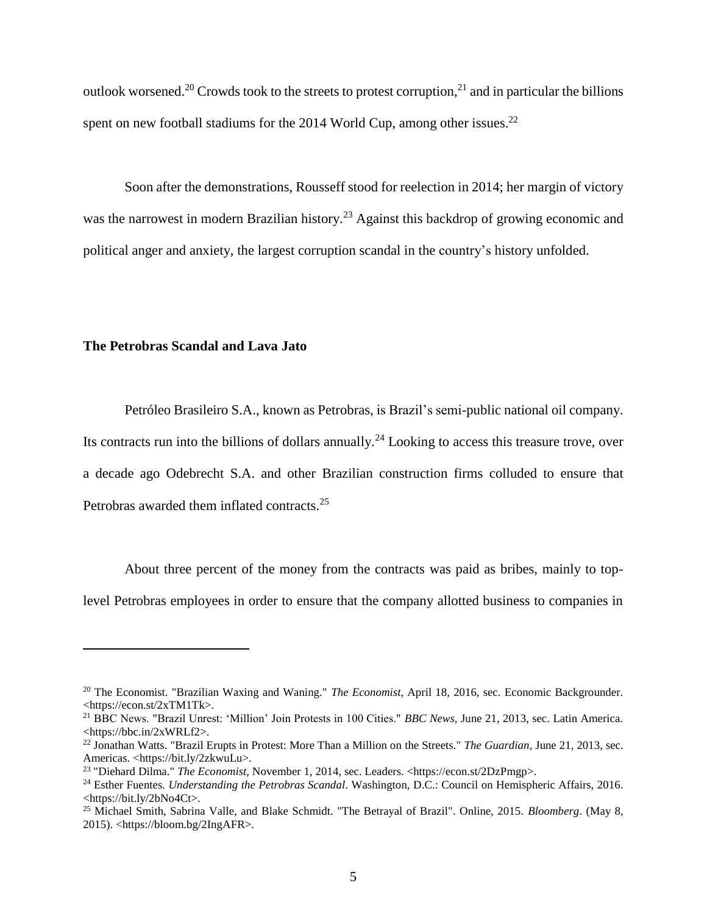outlook worsened.[20] Crowds took to the streets to protest corruption,[21] and in particular the billions spent on new football stadiums for the 2014 World Cup, among other issues.[22]

Soon after the demonstrations, Rousseff stood for reelection in 2014; her margin of victory was the narrowest in modern Brazilian history.[23] Against this backdrop of growing economic and political anger and anxiety, the largest corruption scandal in the country's history unfolded.

### The Petrobras Scandal and Lava Jato

Petróleo Brasileiro S.A., known as Petrobras, is Brazil's semi-public national oil company. Its contracts run into the billions of dollars annually.[24] Looking to access this treasure trove, over a decade ago Odebrecht S.A. and other Brazilian construction firms colluded to ensure that Petrobras awarded them inflated contracts.[25]

About three percent of the money from the contracts was paid as bribes, mainly to top-level Petrobras employees in order to ensure that the company allotted business to companies in

---

[20] The Economist. "Brazilian Waxing and Waning." *The Economist*, April 18, 2016, sec. Economic Backgrounder. <https://econ.st/2xTM1Tk>.

[21] BBC News. "Brazil Unrest: 'Million' Join Protests in 100 Cities." *BBC News*, June 21, 2013, sec. Latin America. <https://bbc.in/2xWRLf2>.

[22] Jonathan Watts. "Brazil Erupts in Protest: More Than a Million on the Streets." *The Guardian*, June 21, 2013, sec. Americas. <https://bit.ly/2zkwuLu>.

[23] "Diehard Dilma." *The Economist*, November 1, 2014, sec. Leaders. <https://econ.st/2DzPmgp>.

[24] Esther Fuentes. *Understanding the Petrobras Scandal*. Washington, D.C.: Council on Hemispheric Affairs, 2016. <https://bit.ly/2bNo4Ct>.

[25] Michael Smith, Sabrina Valle, and Blake Schmidt. "The Betrayal of Brazil". Online, 2015. *Bloomberg*. (May 8, 2015). <https://bloom.bg/2IngAFR>.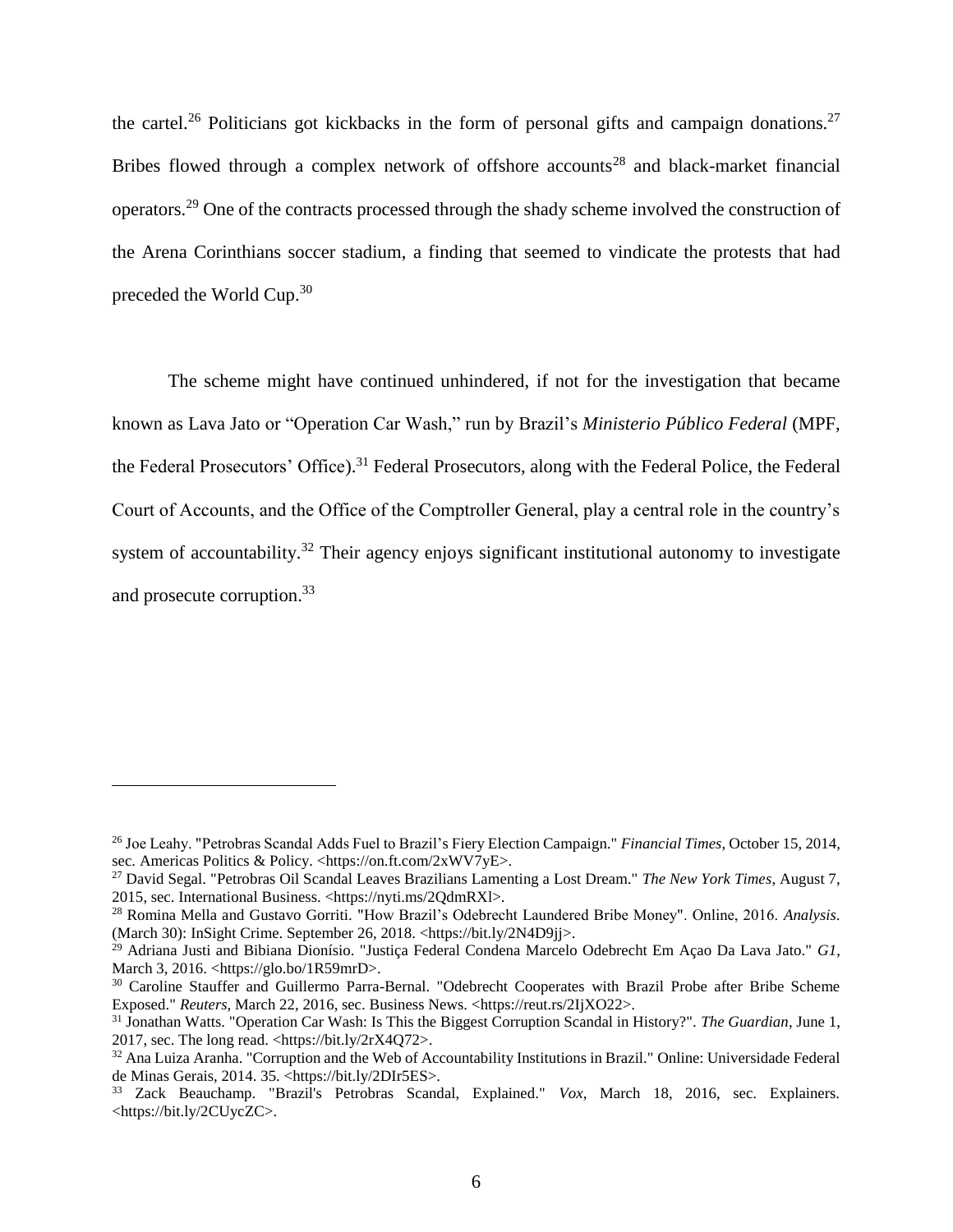the cartel.[26] Politicians got kickbacks in the form of personal gifts and campaign donations.[27] Bribes flowed through a complex network of offshore accounts[28] and black-market financial operators.[29] One of the contracts processed through the shady scheme involved the construction of the Arena Corinthians soccer stadium, a finding that seemed to vindicate the protests that had preceded the World Cup.[30]

The scheme might have continued unhindered, if not for the investigation that became known as Lava Jato or "Operation Car Wash," run by Brazil's *Ministerio Público Federal* (MPF, the Federal Prosecutors' Office).[31] Federal Prosecutors, along with the Federal Police, the Federal Court of Accounts, and the Office of the Comptroller General, play a central role in the country's system of accountability.[32] Their agency enjoys significant institutional autonomy to investigate and prosecute corruption.[33]

---

[26] Joe Leahy. "Petrobras Scandal Adds Fuel to Brazil's Fiery Election Campaign." *Financial Times*, October 15, 2014, sec. Americas Politics & Policy. <https://on.ft.com/2xWV7yE>.

[27] David Segal. "Petrobras Oil Scandal Leaves Brazilians Lamenting a Lost Dream." *The New York Times*, August 7, 2015, sec. International Business. <https://nyti.ms/2QdmRXl>.

[28] Romina Mella and Gustavo Gorriti. "How Brazil's Odebrecht Laundered Bribe Money". Online, 2016. *Analysis*. (March 30): InSight Crime. September 26, 2018. <https://bit.ly/2N4D9jj>.

[29] Adriana Justi and Bibiana Dionísio. "Justiça Federal Condena Marcelo Odebrecht Em Açao Da Lava Jato." *G1*, March 3, 2016. <https://glo.bo/1R59mrD>.

[30] Caroline Stauffer and Guillermo Parra-Bernal. "Odebrecht Cooperates with Brazil Probe after Bribe Scheme Exposed." *Reuters*, March 22, 2016, sec. Business News. <https://reut.rs/2IjXO22>.

[31] Jonathan Watts. "Operation Car Wash: Is This the Biggest Corruption Scandal in History?". *The Guardian*, June 1, 2017, sec. The long read. <https://bit.ly/2rX4Q72>.

[32] Ana Luiza Aranha. "Corruption and the Web of Accountability Institutions in Brazil." Online: Universidade Federal de Minas Gerais, 2014. 35. <https://bit.ly/2DIr5ES>.

[33] Zack Beauchamp. "Brazil's Petrobras Scandal, Explained." *Vox*, March 18, 2016, sec. Explainers. <https://bit.ly/2CUycZC>.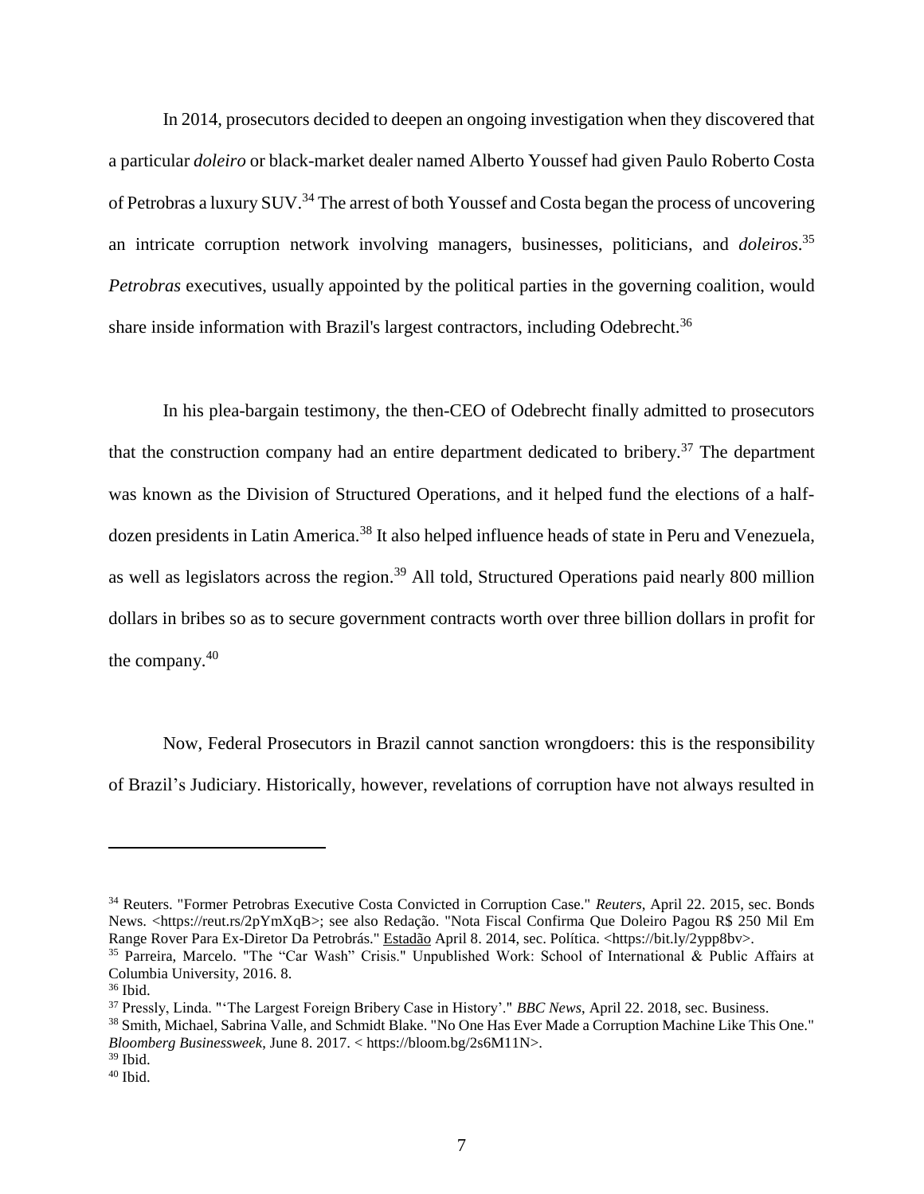In 2014, prosecutors decided to deepen an ongoing investigation when they discovered that a particular *doleiro* or black-market dealer named Alberto Youssef had given Paulo Roberto Costa of Petrobras a luxury SUV.[34] The arrest of both Youssef and Costa began the process of uncovering an intricate corruption network involving managers, businesses, politicians, and *doleiros*.[35] *Petrobras* executives, usually appointed by the political parties in the governing coalition, would share inside information with Brazil's largest contractors, including Odebrecht.[36]

In his plea-bargain testimony, the then-CEO of Odebrecht finally admitted to prosecutors that the construction company had an entire department dedicated to bribery.[37] The department was known as the Division of Structured Operations, and it helped fund the elections of a half-dozen presidents in Latin America.[38] It also helped influence heads of state in Peru and Venezuela, as well as legislators across the region.[39] All told, Structured Operations paid nearly 800 million dollars in bribes so as to secure government contracts worth over three billion dollars in profit for the company.[40]

Now, Federal Prosecutors in Brazil cannot sanction wrongdoers: this is the responsibility of Brazil's Judiciary. Historically, however, revelations of corruption have not always resulted in

---

[34] Reuters. "Former Petrobras Executive Costa Convicted in Corruption Case." *Reuters*, April 22. 2015, sec. Bonds News. <https://reut.rs/2pYmXqB>; see also Redação. "Nota Fiscal Confirma Que Doleiro Pagou R$ 250 Mil Em Range Rover Para Ex-Diretor Da Petrobrás." Estadão April 8. 2014, sec. Política. <https://bit.ly/2ypp8bv>.

[35] Parreira, Marcelo. "The "Car Wash" Crisis." Unpublished Work: School of International & Public Affairs at Columbia University, 2016. 8.

[36] Ibid.

[37] Pressly, Linda. "'The Largest Foreign Bribery Case in History'." *BBC News*, April 22. 2018, sec. Business.

[38] Smith, Michael, Sabrina Valle, and Schmidt Blake. "No One Has Ever Made a Corruption Machine Like This One." *Bloomberg Businessweek*, June 8. 2017. < https://bloom.bg/2s6M11N>.

[39] Ibid.

[40] Ibid.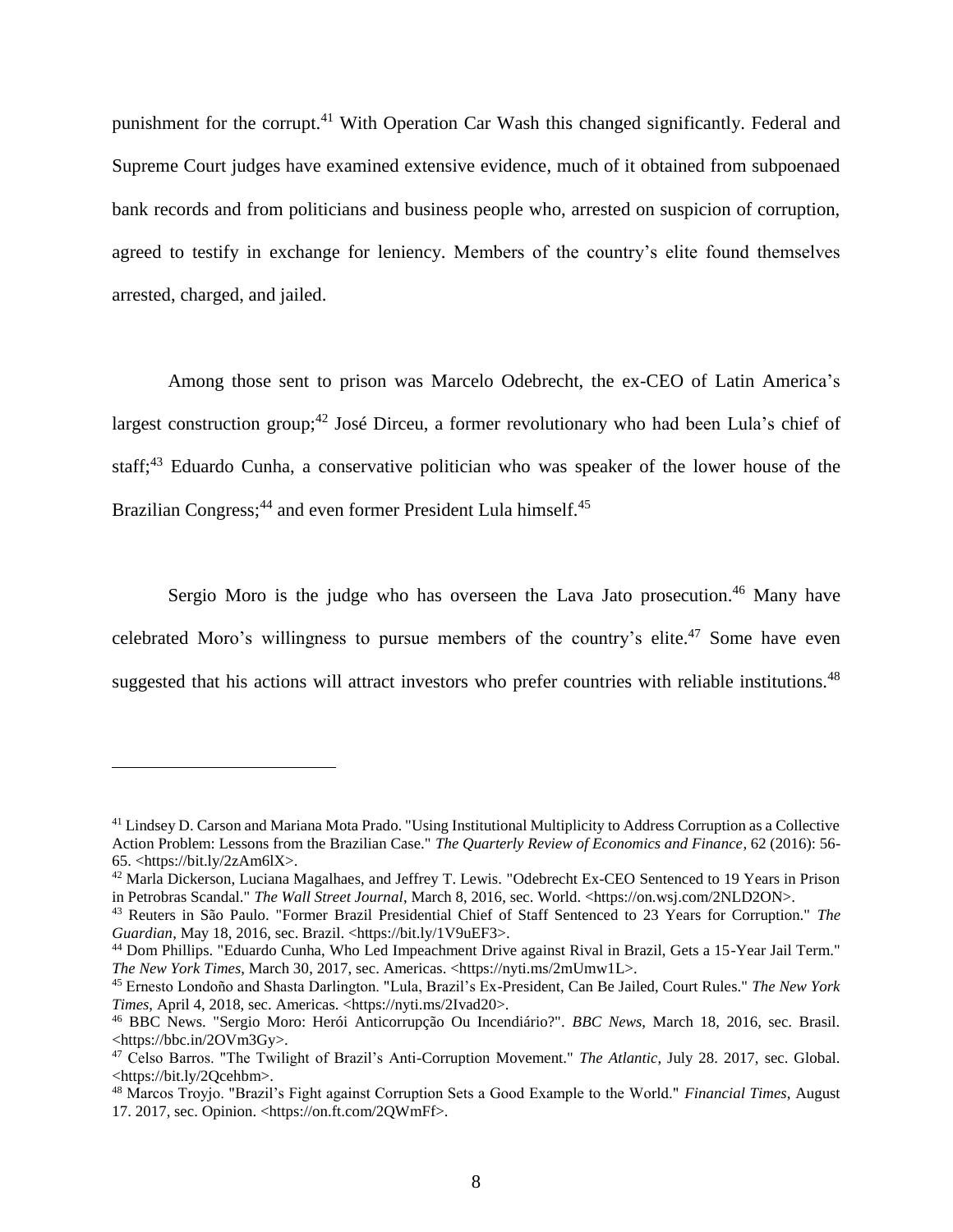punishment for the corrupt.[41] With Operation Car Wash this changed significantly. Federal and Supreme Court judges have examined extensive evidence, much of it obtained from subpoenaed bank records and from politicians and business people who, arrested on suspicion of corruption, agreed to testify in exchange for leniency. Members of the country's elite found themselves arrested, charged, and jailed.

Among those sent to prison was Marcelo Odebrecht, the ex-CEO of Latin America's largest construction group;[42] José Dirceu, a former revolutionary who had been Lula's chief of staff;[43] Eduardo Cunha, a conservative politician who was speaker of the lower house of the Brazilian Congress;[44] and even former President Lula himself.[45]

Sergio Moro is the judge who has overseen the Lava Jato prosecution.[46] Many have celebrated Moro's willingness to pursue members of the country's elite.[47] Some have even suggested that his actions will attract investors who prefer countries with reliable institutions.[48]

---

[41] Lindsey D. Carson and Mariana Mota Prado. "Using Institutional Multiplicity to Address Corruption as a Collective Action Problem: Lessons from the Brazilian Case." *The Quarterly Review of Economics and Finance*, 62 (2016): 56-65. <https://bit.ly/2zAm6lX>.

[42] Marla Dickerson, Luciana Magalhaes, and Jeffrey T. Lewis. "Odebrecht Ex-CEO Sentenced to 19 Years in Prison in Petrobras Scandal." *The Wall Street Journal*, March 8, 2016, sec. World. <https://on.wsj.com/2NLD2ON>.

[43] Reuters in São Paulo. "Former Brazil Presidential Chief of Staff Sentenced to 23 Years for Corruption." *The Guardian*, May 18, 2016, sec. Brazil. <https://bit.ly/1V9uEF3>.

[44] Dom Phillips. "Eduardo Cunha, Who Led Impeachment Drive against Rival in Brazil, Gets a 15-Year Jail Term." *The New York Times*, March 30, 2017, sec. Americas. <https://nyti.ms/2mUmw1L>.

[45] Ernesto Londoño and Shasta Darlington. "Lula, Brazil's Ex-President, Can Be Jailed, Court Rules." *The New York Times*, April 4, 2018, sec. Americas. <https://nyti.ms/2Ivad20>.

[46] BBC News. "Sergio Moro: Herói Anticorrupção Ou Incendiário?". *BBC News*, March 18, 2016, sec. Brasil. <https://bbc.in/2OVm3Gy>.

[47] Celso Barros. "The Twilight of Brazil's Anti-Corruption Movement." *The Atlantic*, July 28. 2017, sec. Global. <https://bit.ly/2Qcehbm>.

[48] Marcos Troyjo. "Brazil's Fight against Corruption Sets a Good Example to the World." *Financial Times*, August 17. 2017, sec. Opinion. <https://on.ft.com/2QWmFf>.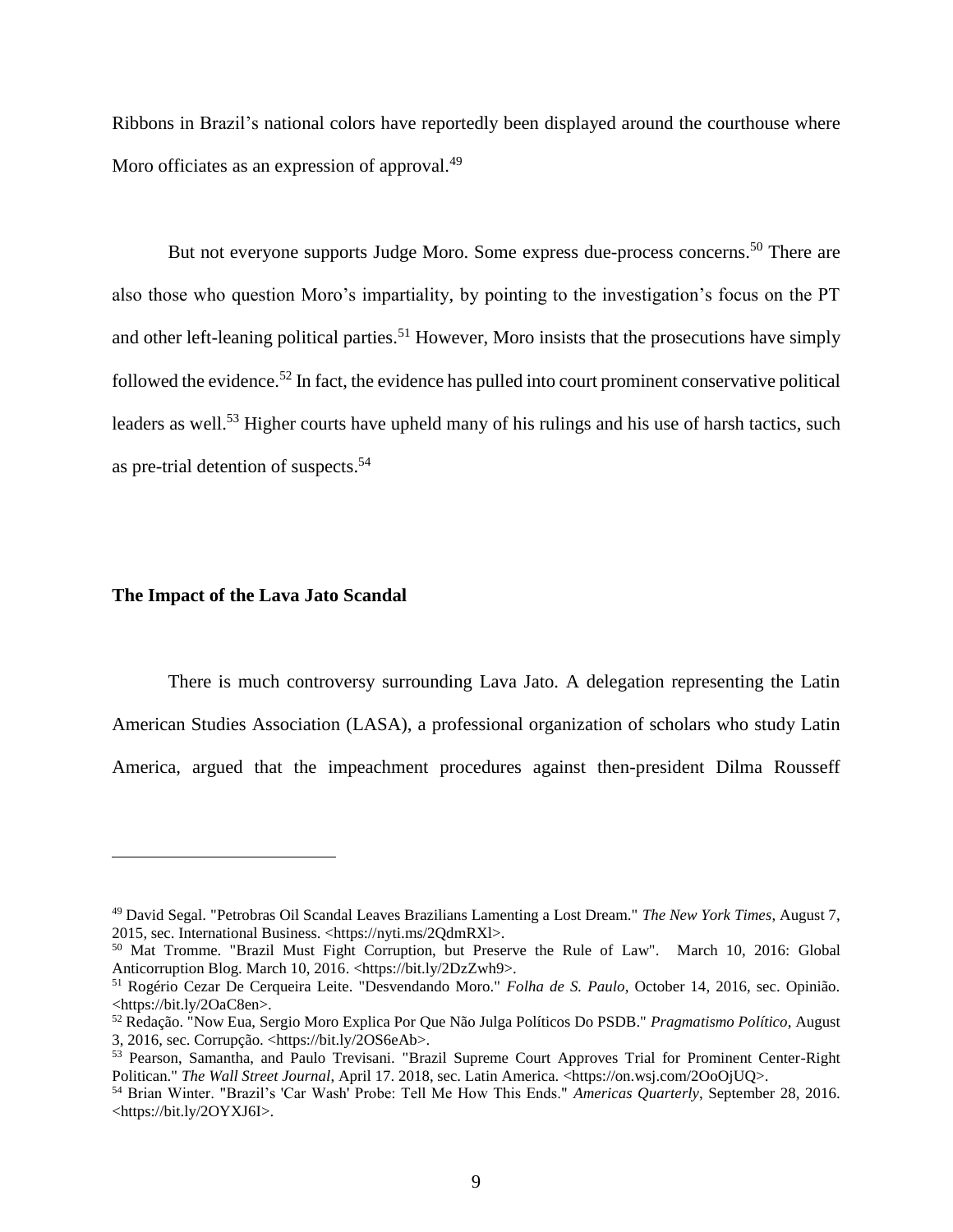Ribbons in Brazil's national colors have reportedly been displayed around the courthouse where Moro officiates as an expression of approval.[49]

But not everyone supports Judge Moro. Some express due-process concerns.[50] There are also those who question Moro's impartiality, by pointing to the investigation's focus on the PT and other left-leaning political parties.[51] However, Moro insists that the prosecutions have simply followed the evidence.[52] In fact, the evidence has pulled into court prominent conservative political leaders as well.[53] Higher courts have upheld many of his rulings and his use of harsh tactics, such as pre-trial detention of suspects.[54]

**The Impact of the Lava Jato Scandal**

There is much controversy surrounding Lava Jato. A delegation representing the Latin American Studies Association (LASA), a professional organization of scholars who study Latin America, argued that the impeachment procedures against then-president Dilma Rousseff

---

[49] David Segal. "Petrobras Oil Scandal Leaves Brazilians Lamenting a Lost Dream." *The New York Times*, August 7, 2015, sec. International Business. <https://nyti.ms/2QdmRXl>.

[50] Mat Tromme. "Brazil Must Fight Corruption, but Preserve the Rule of Law". March 10, 2016: Global Anticorruption Blog. March 10, 2016. <https://bit.ly/2DzZwh9>.

[51] Rogério Cezar De Cerqueira Leite. "Desvendando Moro." *Folha de S. Paulo*, October 14, 2016, sec. Opinião. <https://bit.ly/2OaC8en>.

[52] Redação. "Now Eua, Sergio Moro Explica Por Que Não Julga Políticos Do PSDB." *Pragmatismo Político*, August 3, 2016, sec. Corrupção. <https://bit.ly/2OS6eAb>.

[53] Pearson, Samantha, and Paulo Trevisani. "Brazil Supreme Court Approves Trial for Prominent Center-Right Politican." *The Wall Street Journal*, April 17. 2018, sec. Latin America. <https://on.wsj.com/2OoOjUQ>.

[54] Brian Winter. "Brazil's 'Car Wash' Probe: Tell Me How This Ends." *Americas Quarterly*, September 28, 2016. <https://bit.ly/2OYXJ6I>.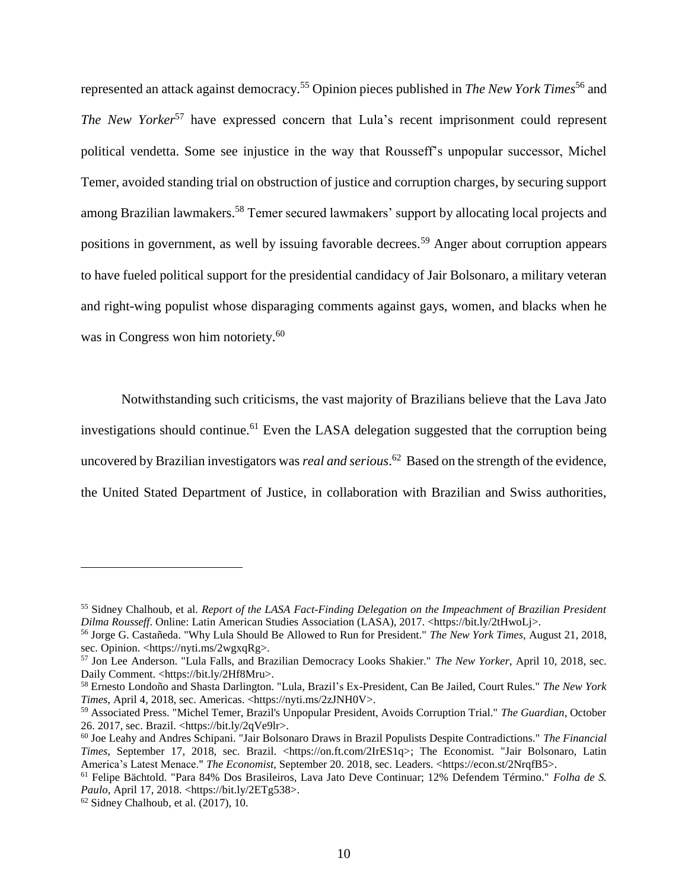represented an attack against democracy.[55] Opinion pieces published in *The New York Times*[56] and *The New Yorker*[57] have expressed concern that Lula's recent imprisonment could represent political vendetta. Some see injustice in the way that Rousseff's unpopular successor, Michel Temer, avoided standing trial on obstruction of justice and corruption charges, by securing support among Brazilian lawmakers.[58] Temer secured lawmakers' support by allocating local projects and positions in government, as well by issuing favorable decrees.[59] Anger about corruption appears to have fueled political support for the presidential candidacy of Jair Bolsonaro, a military veteran and right-wing populist whose disparaging comments against gays, women, and blacks when he was in Congress won him notoriety.[60]

Notwithstanding such criticisms, the vast majority of Brazilians believe that the Lava Jato investigations should continue.[61] Even the LASA delegation suggested that the corruption being uncovered by Brazilian investigators was *real and serious*.[62] Based on the strength of the evidence, the United Stated Department of Justice, in collaboration with Brazilian and Swiss authorities,

---

[55] Sidney Chalhoub, et al. *Report of the LASA Fact-Finding Delegation on the Impeachment of Brazilian President Dilma Rousseff*. Online: Latin American Studies Association (LASA), 2017. <https://bit.ly/2tHwoLj>.

[56] Jorge G. Castañeda. "Why Lula Should Be Allowed to Run for President." *The New York Times*, August 21, 2018, sec. Opinion. <https://nyti.ms/2wgxqRg>.

[57] Jon Lee Anderson. "Lula Falls, and Brazilian Democracy Looks Shakier." *The New Yorker*, April 10, 2018, sec. Daily Comment. <https://bit.ly/2Hf8Mru>.

[58] Ernesto Londoño and Shasta Darlington. "Lula, Brazil's Ex-President, Can Be Jailed, Court Rules." *The New York Times*, April 4, 2018, sec. Americas. <https://nyti.ms/2zJNH0V>.

[59] Associated Press. "Michel Temer, Brazil's Unpopular President, Avoids Corruption Trial." *The Guardian*, October 26. 2017, sec. Brazil. <https://bit.ly/2qVe9lr>.

[60] Joe Leahy and Andres Schipani. "Jair Bolsonaro Draws in Brazil Populists Despite Contradictions." *The Financial Times*, September 17, 2018, sec. Brazil. <https://on.ft.com/2IrES1q>; The Economist. "Jair Bolsonaro, Latin America's Latest Menace." *The Economist*, September 20. 2018, sec. Leaders. <https://econ.st/2NrqfB5>.

[61] Felipe Bächtold. "Para 84% Dos Brasileiros, Lava Jato Deve Continuar; 12% Defendem Término." *Folha de S. Paulo*, April 17, 2018. <https://bit.ly/2ETg538>.

[62] Sidney Chalhoub, et al. (2017), 10.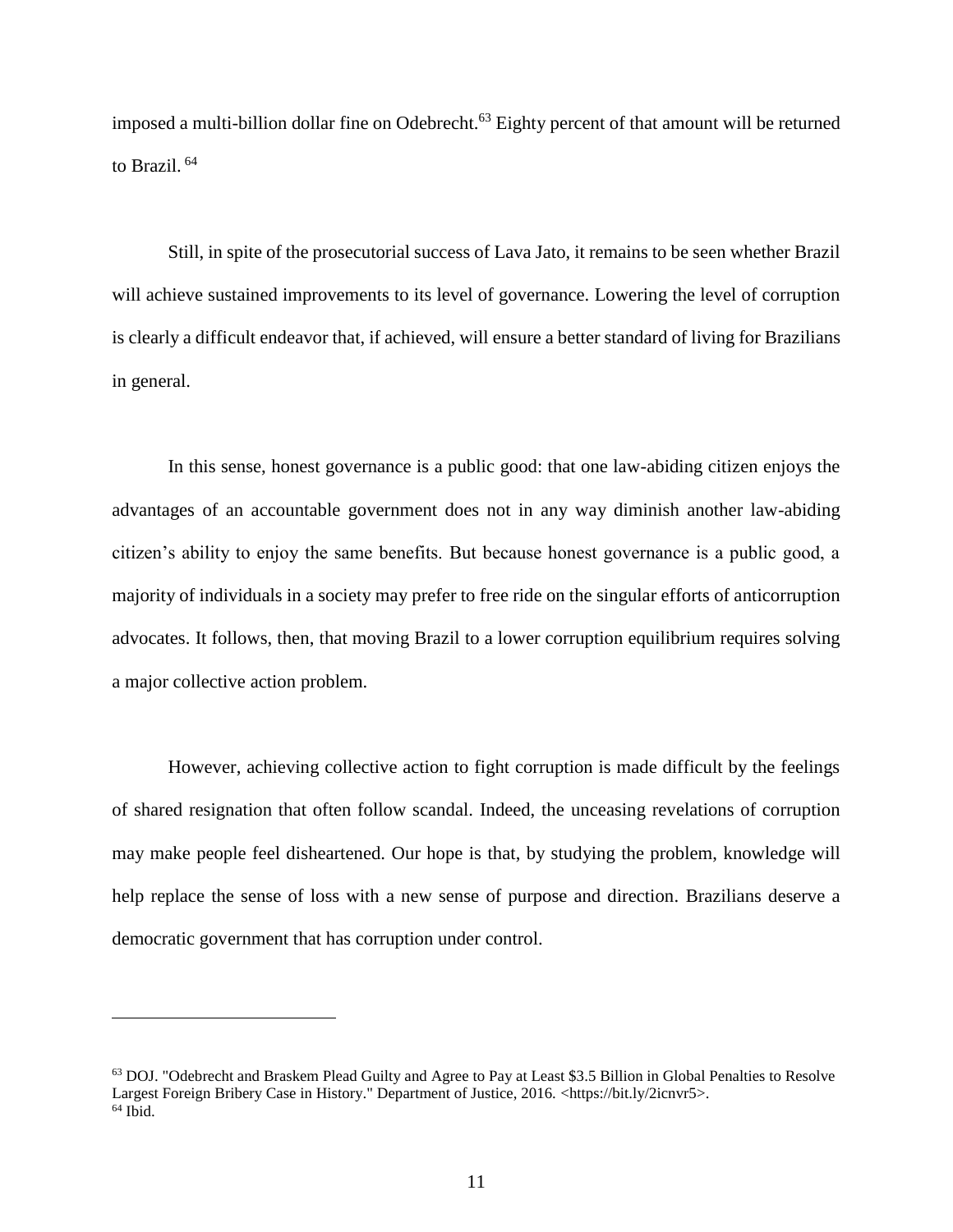imposed a multi-billion dollar fine on Odebrecht.[63] Eighty percent of that amount will be returned to Brazil.[64]

Still, in spite of the prosecutorial success of Lava Jato, it remains to be seen whether Brazil will achieve sustained improvements to its level of governance. Lowering the level of corruption is clearly a difficult endeavor that, if achieved, will ensure a better standard of living for Brazilians in general.

In this sense, honest governance is a public good: that one law-abiding citizen enjoys the advantages of an accountable government does not in any way diminish another law-abiding citizen's ability to enjoy the same benefits. But because honest governance is a public good, a majority of individuals in a society may prefer to free ride on the singular efforts of anticorruption advocates. It follows, then, that moving Brazil to a lower corruption equilibrium requires solving a major collective action problem.

However, achieving collective action to fight corruption is made difficult by the feelings of shared resignation that often follow scandal. Indeed, the unceasing revelations of corruption may make people feel disheartened. Our hope is that, by studying the problem, knowledge will help replace the sense of loss with a new sense of purpose and direction. Brazilians deserve a democratic government that has corruption under control.

---

[63] DOJ. "Odebrecht and Braskem Plead Guilty and Agree to Pay at Least $3.5 Billion in Global Penalties to Resolve Largest Foreign Bribery Case in History." Department of Justice, 2016. <https://bit.ly/2icnvr5>.

[64] Ibid.